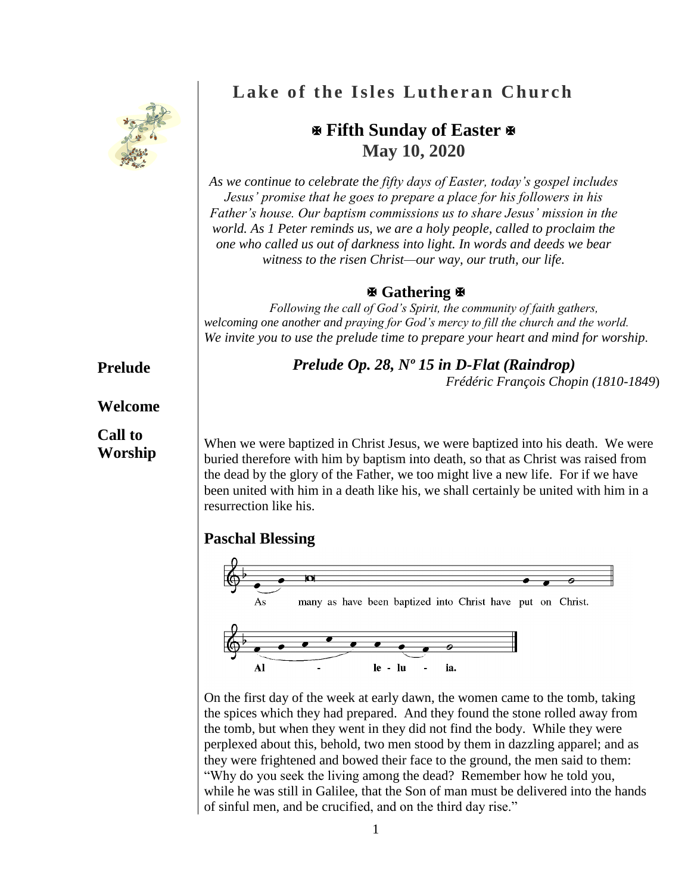# Lake of the Isles Lutheran Church

## ✠ Fifth Sunday of Easter ✠
## May 10, 2020

*As we continue to celebrate the fifty days of Easter, today's gospel includes Jesus' promise that he goes to prepare a place for his followers in his Father's house. Our baptism commissions us to share Jesus' mission in the world. As 1 Peter reminds us, we are a holy people, called to proclaim the one who called us out of darkness into light. In words and deeds we bear witness to the risen Christ—our way, our truth, our life.*

### ✠ Gathering ✠

*Following the call of God's Spirit, the community of faith gathers, welcoming one another and praying for God's mercy to fill the church and the world. We invite you to use the prelude time to prepare your heart and mind for worship.*

**Prelude**

***Prelude Op. 28, Nº 15 in D-Flat (Raindrop)***
*Frédéric François Chopin (1810-1849)*

**Welcome**

**Call to Worship**

When we were baptized in Christ Jesus, we were baptized into his death. We were buried therefore with him by baptism into death, so that as Christ was raised from the dead by the glory of the Father, we too might live a new life. For if we have been united with him in a death like his, we shall certainly be united with him in a resurrection like his.

**Paschal Blessing**

As many as have been baptized into Christ have put on Christ.

Al - le - lu - ia.

On the first day of the week at early dawn, the women came to the tomb, taking the spices which they had prepared. And they found the stone rolled away from the tomb, but when they went in they did not find the body. While they were perplexed about this, behold, two men stood by them in dazzling apparel; and as they were frightened and bowed their face to the ground, the men said to them: "Why do you seek the living among the dead? Remember how he told you, while he was still in Galilee, that the Son of man must be delivered into the hands of sinful men, and be crucified, and on the third day rise."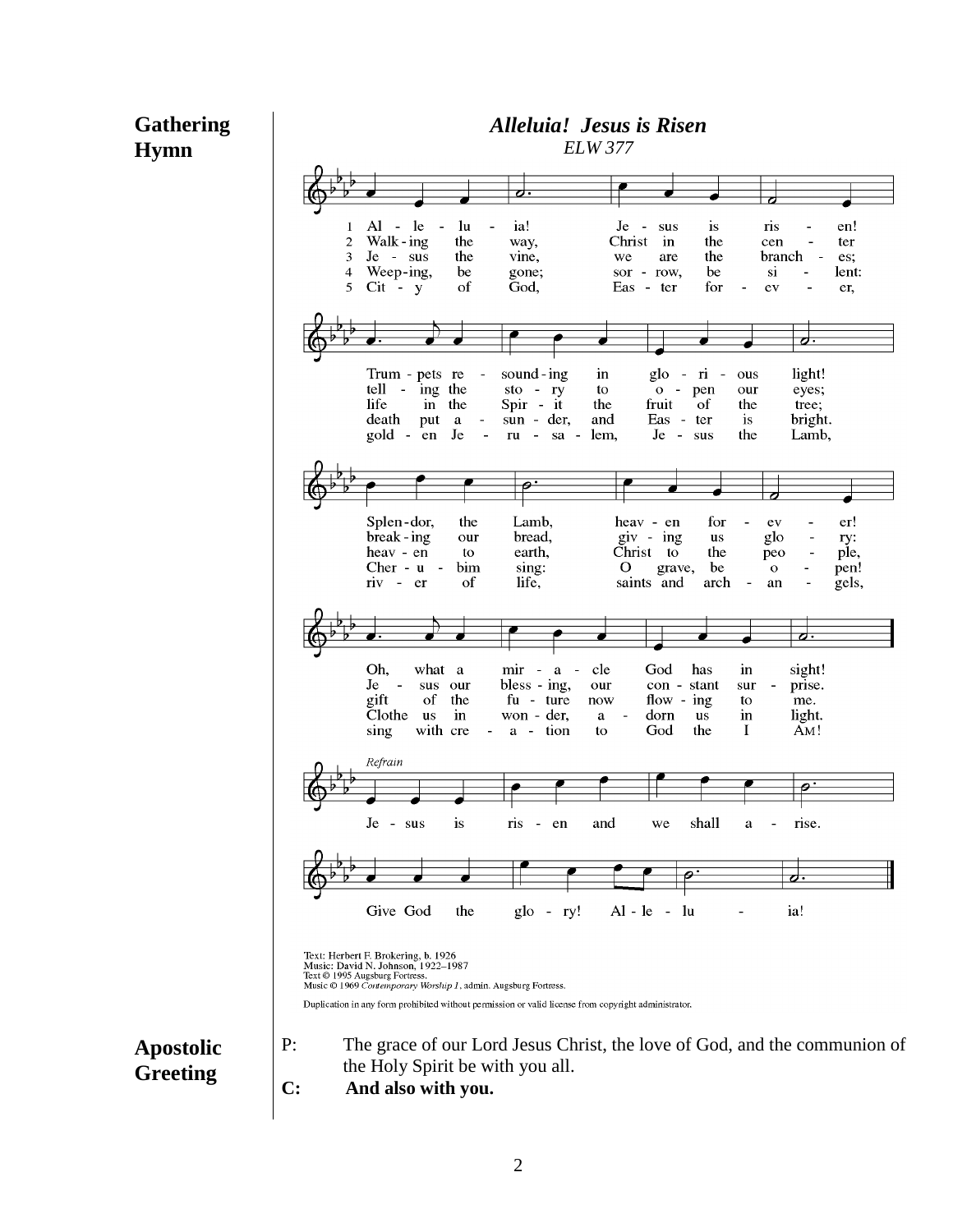**Gathering Hymn**

***Alleluia! Jesus is Risen***

*ELW 377*

1 Al - le - lu - ia! Je - sus is ris - en! Trum - pets re - sound - ing in glo - ri - ous light! Splen - dor, the Lamb, heav - en for - ev - er! Oh, what a mir - a - cle God has in sight!

2 Walk - ing the way, Christ in the cen - ter tell - ing the sto - ry to o - pen our eyes; break - ing our bread, giv - ing us glo - ry: Je - sus our bless - ing, our con - stant sur - prise.

3 Je - sus the vine, we are the branch - es; life in the Spir - it the fruit of the tree; heav - en to earth, Christ to the peo - ple, gift of the fu - ture now flow - ing to me.

4 Weep - ing, be gone; sor - row, be si - lent: death put a - sun - der, and Eas - ter is bright. Cher - u - bim sing: O grave, be o - pen! Clothe us in won - der, a - dorn us in light.

5 Cit - y of God, Eas - ter for - ev - er, gold - en Je - ru - sa - lem, Je - sus the Lamb, riv - er of life, saints and arch - an - gels, sing with cre - a - tion to God the I AM!

*Refrain*

Je - sus is ris - en and we shall a - rise. Give God the glo - ry! Al - le - lu - ia!

Text: Herbert F. Brokering, b. 1926
Music: David N. Johnson, 1922–1987
Text © 1995 Augsburg Fortress.
Music © 1969 *Contemporary Worship 1*, admin. Augsburg Fortress.

Duplication in any form prohibited without permission or valid license from copyright administrator.

**Apostolic Greeting**

P: The grace of our Lord Jesus Christ, the love of God, and the communion of the Holy Spirit be with you all.

**C: And also with you.**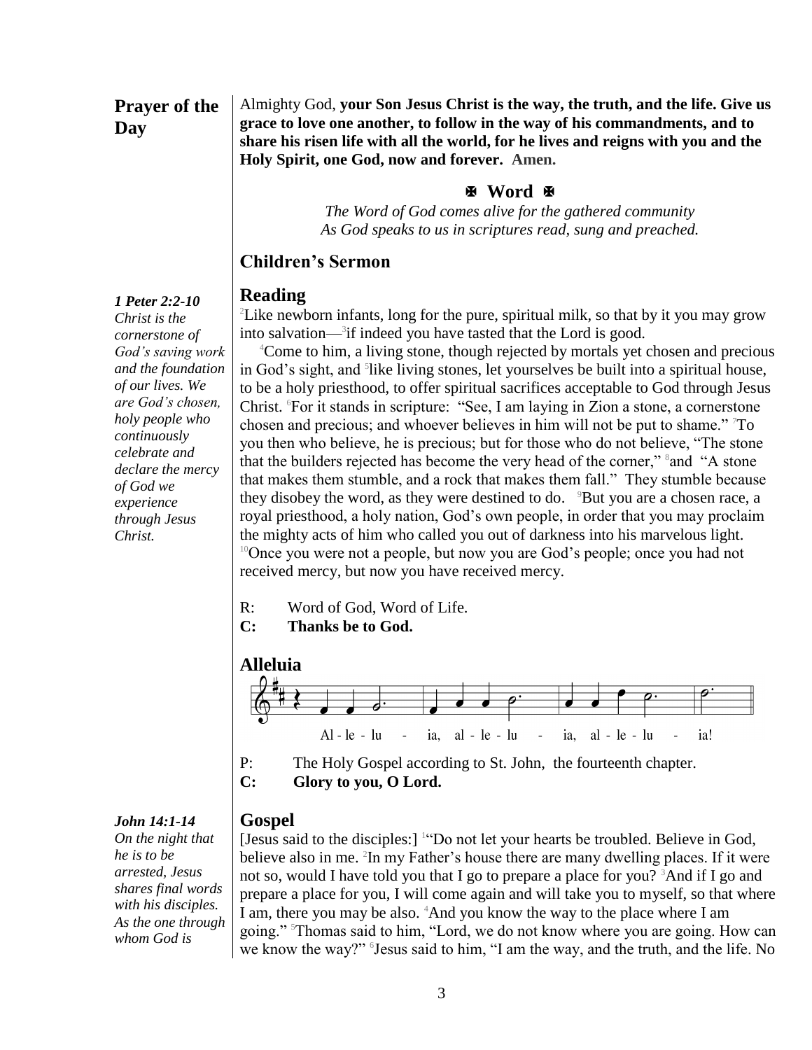## Prayer of the Day

Almighty God, **your Son Jesus Christ is the way, the truth, and the life. Give us grace to love one another, to follow in the way of his commandments, and to share his risen life with all the world, for he lives and reigns with you and the Holy Spirit, one God, now and forever. Amen.**

### ✠ Word ✠

*The Word of God comes alive for the gathered community*
*As God speaks to us in scriptures read, sung and preached.*

### Children's Sermon

### Reading

***1 Peter 2:2-10***
*Christ is the cornerstone of God's saving work and the foundation of our lives. We are God's chosen, holy people who continuously celebrate and declare the mercy of God we experience through Jesus Christ.*

[2]Like newborn infants, long for the pure, spiritual milk, so that by it you may grow into salvation—[3]if indeed you have tasted that the Lord is good.

[4]Come to him, a living stone, though rejected by mortals yet chosen and precious in God's sight, and [5]like living stones, let yourselves be built into a spiritual house, to be a holy priesthood, to offer spiritual sacrifices acceptable to God through Jesus Christ. [6]For it stands in scripture: "See, I am laying in Zion a stone, a cornerstone chosen and precious; and whoever believes in him will not be put to shame." [7]To you then who believe, he is precious; but for those who do not believe, "The stone that the builders rejected has become the very head of the corner," [8]and "A stone that makes them stumble, and a rock that makes them fall." They stumble because they disobey the word, as they were destined to do. [9]But you are a chosen race, a royal priesthood, a holy nation, God's own people, in order that you may proclaim the mighty acts of him who called you out of darkness into his marvelous light. [10]Once you were not a people, but now you are God's people; once you had not received mercy, but now you have received mercy.

R: Word of God, Word of Life.
**C: Thanks be to God.**

### Alleluia

Al - le - lu - ia, al - le - lu - ia, al - le - lu - ia!

P: The Holy Gospel according to St. John, the fourteenth chapter.
**C: Glory to you, O Lord.**

### Gospel

***John 14:1-14***
*On the night that he is to be arrested, Jesus shares final words with his disciples. As the one through whom God is*

[Jesus said to the disciples:] [1]"Do not let your hearts be troubled. Believe in God, believe also in me. [2]In my Father's house there are many dwelling places. If it were not so, would I have told you that I go to prepare a place for you? [3]And if I go and prepare a place for you, I will come again and will take you to myself, so that where I am, there you may be also. [4]And you know the way to the place where I am going." [5]Thomas said to him, "Lord, we do not know where you are going. How can we know the way?" [6]Jesus said to him, "I am the way, and the truth, and the life. No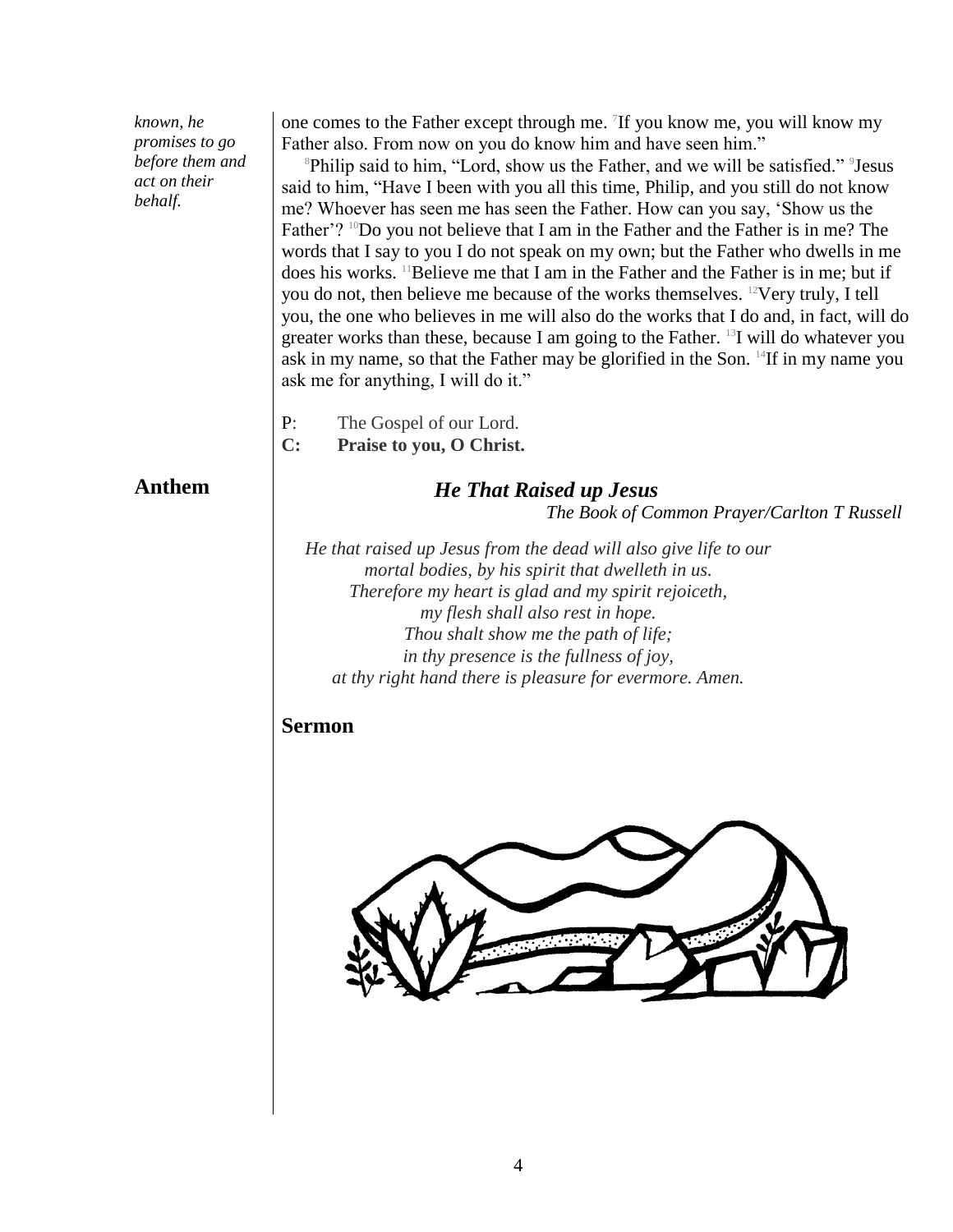*known, he promises to go before them and act on their behalf.*

one comes to the Father except through me. [7]If you know me, you will know my Father also. From now on you do know him and have seen him."

[8]Philip said to him, "Lord, show us the Father, and we will be satisfied." [9]Jesus said to him, "Have I been with you all this time, Philip, and you still do not know me? Whoever has seen me has seen the Father. How can you say, 'Show us the Father'? [10]Do you not believe that I am in the Father and the Father is in me? The words that I say to you I do not speak on my own; but the Father who dwells in me does his works. [11]Believe me that I am in the Father and the Father is in me; but if you do not, then believe me because of the works themselves. [12]Very truly, I tell you, the one who believes in me will also do the works that I do and, in fact, will do greater works than these, because I am going to the Father. [13]I will do whatever you ask in my name, so that the Father may be glorified in the Son. [14]If in my name you ask me for anything, I will do it."

P: The Gospel of our Lord.
**C: Praise to you, O Christ.**

## Anthem

***He That Raised up Jesus***
*The Book of Common Prayer/Carlton T Russell*

*He that raised up Jesus from the dead will also give life to our mortal bodies, by his spirit that dwelleth in us.*
*Therefore my heart is glad and my spirit rejoiceth,*
*my flesh shall also rest in hope.*
*Thou shalt show me the path of life;*
*in thy presence is the fullness of joy,*
*at thy right hand there is pleasure for evermore. Amen.*

## Sermon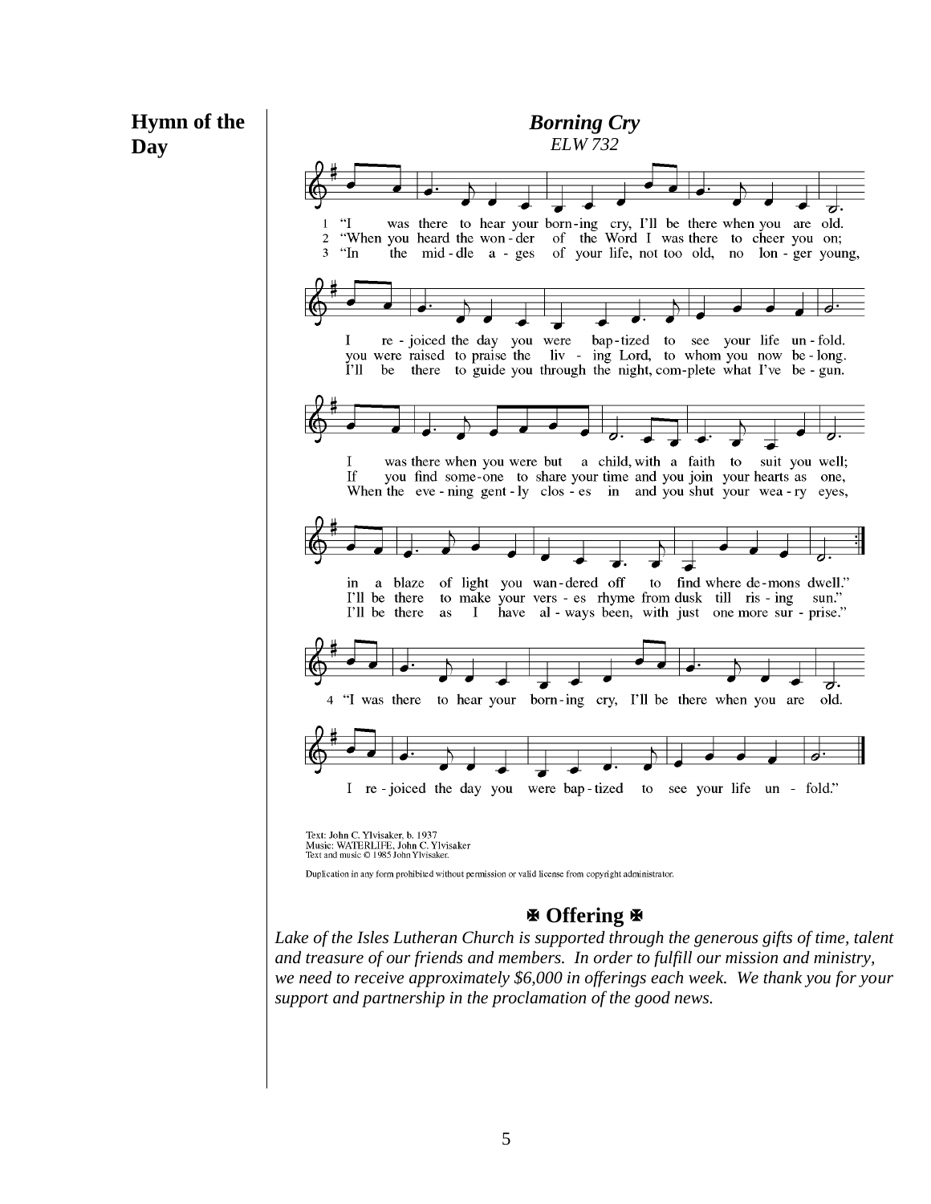**Hymn of the Day**

***Borning Cry***

*ELW 732*

1 "I was there to hear your born-ing cry, I'll be there when you are old.
I re-joiced the day you were bap-tized to see your life un-fold.
I was there when you were but a child, with a faith to suit you well;
in a blaze of light you wan-dered off to find where de-mons dwell."

2 "When you heard the won-der of the Word I was there to cheer you on;
you were raised to praise the liv-ing Lord, to whom you now be-long.
If you find some-one to share your time and you join your hearts as one,
I'll be there to make your vers-es rhyme from dusk till ris-ing sun."

3 "In the mid-dle a-ges of your life, not too old, no lon-ger young,
I'll be there to guide you through the night, com-plete what I've be-gun.
When the eve-ning gent-ly clos-es in and you shut your wea-ry eyes,
I'll be there as I have al-ways been, with just one more sur-prise."

4 "I was there to hear your born-ing cry, I'll be there when you are old.
I re-joiced the day you were bap-tized to see your life un-fold."

Text: John C. Ylvisaker, b. 1937
Music: WATERLIFE, John C. Ylvisaker
Text and music © 1985 John Ylvisaker.

Duplication in any form prohibited without permission or valid license from copyright administrator.

## ✠ Offering ✠

*Lake of the Isles Lutheran Church is supported through the generous gifts of time, talent and treasure of our friends and members. In order to fulfill our mission and ministry, we need to receive approximately $6,000 in offerings each week. We thank you for your support and partnership in the proclamation of the good news.*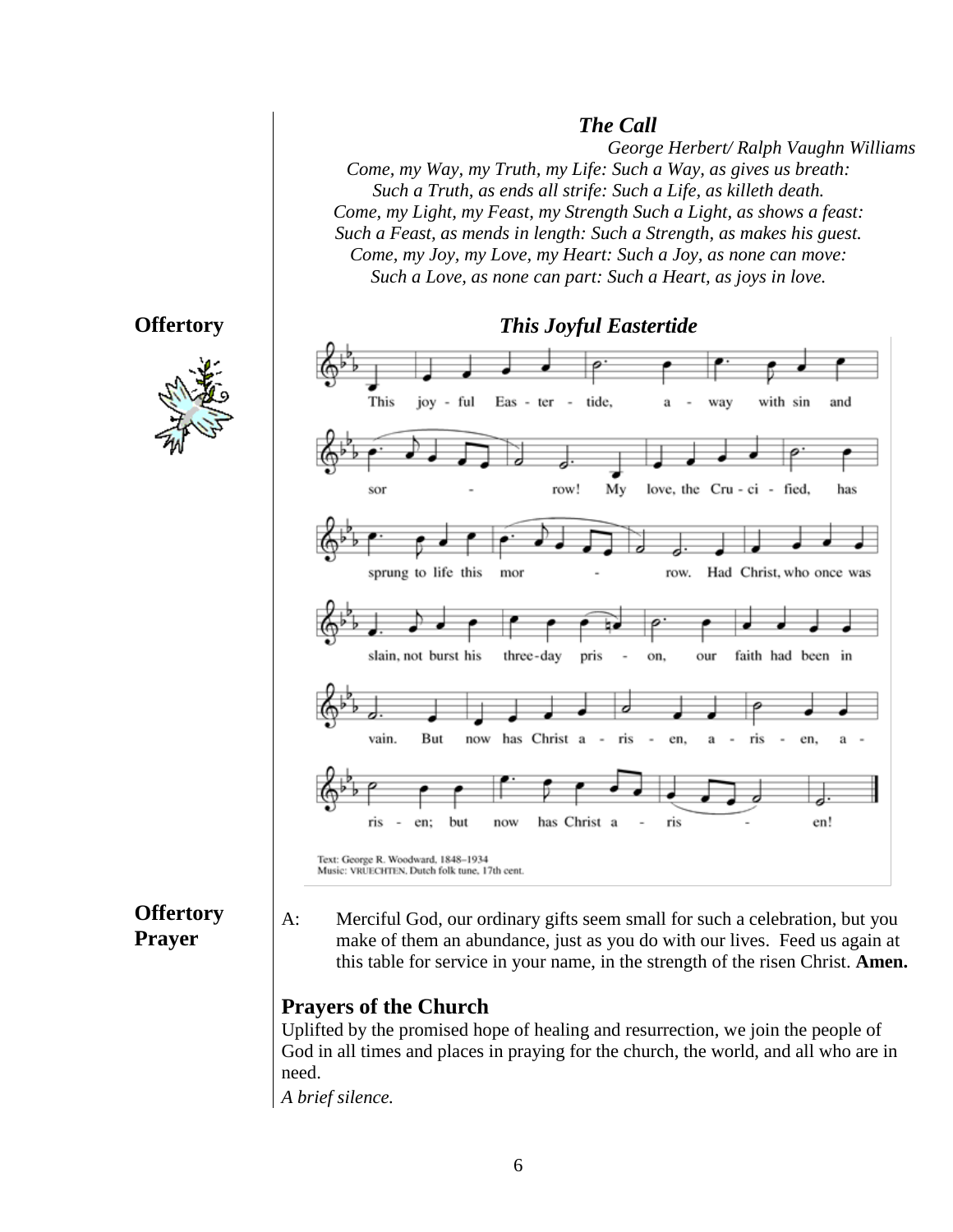### *The Call*

*George Herbert/ Ralph Vaughn Williams*

*Come, my Way, my Truth, my Life: Such a Way, as gives us breath:*
*Such a Truth, as ends all strife: Such a Life, as killeth death.*
*Come, my Light, my Feast, my Strength Such a Light, as shows a feast:*
*Such a Feast, as mends in length: Such a Strength, as makes his guest.*
*Come, my Joy, my Love, my Heart: Such a Joy, as none can move:*
*Such a Love, as none can part: Such a Heart, as joys in love.*

**Offertory**

### *This Joyful Eastertide*

This joyful Eastertide, away with sin and sorrow! My love, the Crucified, has sprung to life this morrow. Had Christ, who once was slain, not burst his three-day prison, our faith had been in vain. But now has Christ arisen, arisen, arisen; but now has Christ arisen!

Text: George R. Woodward, 1848–1934
Music: VRUECHTEN, Dutch folk tune, 17th cent.

**Offertory Prayer**

A: Merciful God, our ordinary gifts seem small for such a celebration, but you make of them an abundance, just as you do with our lives. Feed us again at this table for service in your name, in the strength of the risen Christ. **Amen.**

## Prayers of the Church

Uplifted by the promised hope of healing and resurrection, we join the people of God in all times and places in praying for the church, the world, and all who are in need.

*A brief silence.*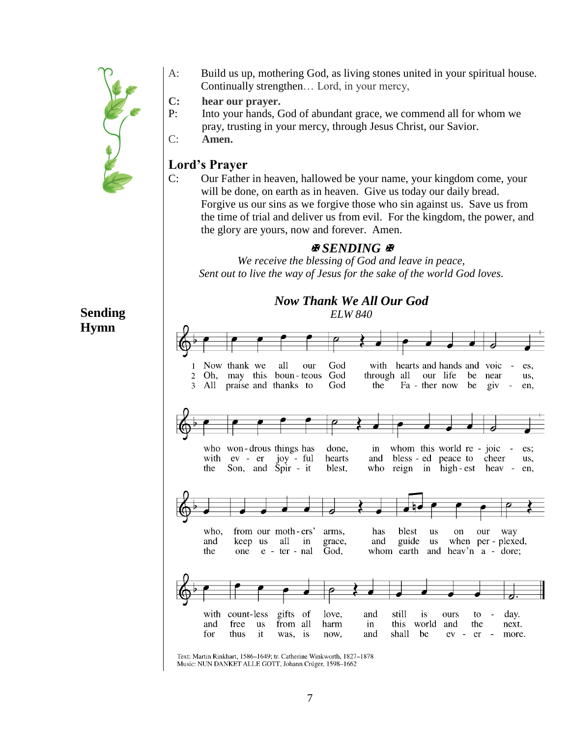A: Build us up, mothering God, as living stones united in your spiritual house. Continually strengthen… Lord, in your mercy,

**C: hear our prayer.**

P: Into your hands, God of abundant grace, we commend all for whom we pray, trusting in your mercy, through Jesus Christ, our Savior.

C: **Amen.**

## Lord's Prayer

C: Our Father in heaven, hallowed be your name, your kingdom come, your will be done, on earth as in heaven. Give us today our daily bread. Forgive us our sins as we forgive those who sin against us. Save us from the time of trial and deliver us from evil. For the kingdom, the power, and the glory are yours, now and forever. Amen.

## ✠ *SENDING* ✠

*We receive the blessing of God and leave in peace,*
*Sent out to live the way of Jesus for the sake of the world God loves.*

**Sending Hymn**

### *Now Thank We All Our God*

*ELW 840*

1 Now thank we all our God with hearts and hands and voices, who wondrous things has done, in whom this world rejoices; who, from our mothers' arms, has blest us on our way with countless gifts of love, and still is ours today.

2 Oh, may this bounteous God through all our life be near us, with ever joyful hearts and blessed peace to cheer us, and keep us all in grace, and guide us when perplexed, and free us from all harm in this world and the next.

3 All praise and thanks to God the Father now be given, the Son, and Spirit blest, who reign in highest heaven, the one eternal God, whom earth and heav'n adore; for thus it was, is now, and shall be evermore.

Text: Martin Rinkhart, 1586–1649; tr. Catherine Winkworth, 1827–1878
Music: NUN DANKET ALLE GOTT, Johann Crüger, 1598–1662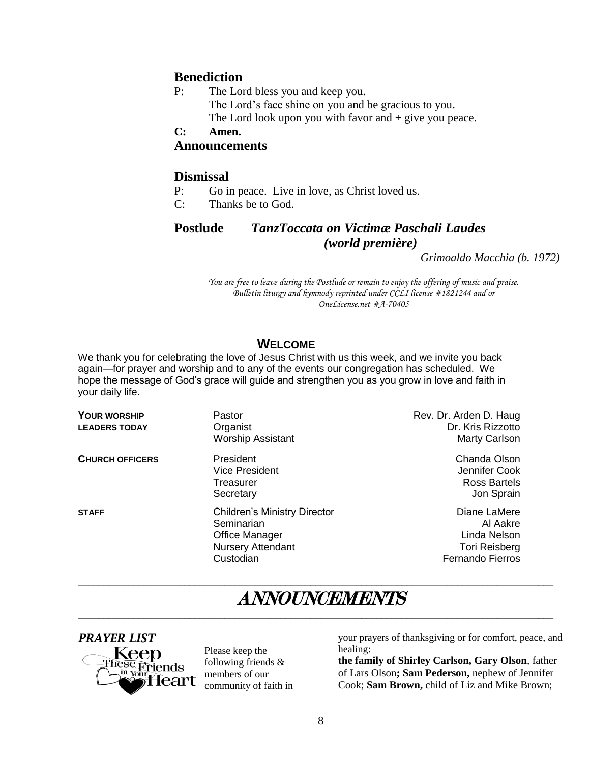## Benediction

P: The Lord bless you and keep you.
The Lord's face shine on you and be gracious to you.
The Lord look upon you with favor and + give you peace.

**C: Amen.**

## Announcements

## Dismissal

P: Go in peace. Live in love, as Christ loved us.

C: Thanks be to God.

**Postlude** ***TanzToccata on Victimæ Paschali Laudes (world première)***

*Grimoaldo Macchia (b. 1972)*

*You are free to leave during the Postlude or remain to enjoy the offering of music and praise.*
*Bulletin liturgy and hymnody reprinted under CCLI license #1821244 and or OneLicense.net #A-70405*

## WELCOME

We thank you for celebrating the love of Jesus Christ with us this week, and we invite you back again—for prayer and worship and to any of the events our congregation has scheduled. We hope the message of God's grace will guide and strengthen you as you grow in love and faith in your daily life.

| | | |
|---|---|---|
| **YOUR WORSHIP LEADERS TODAY** | Pastor | Rev. Dr. Arden D. Haug |
| | Organist | Dr. Kris Rizzotto |
| | Worship Assistant | Marty Carlson |
| **CHURCH OFFICERS** | President | Chanda Olson |
| | Vice President | Jennifer Cook |
| | Treasurer | Ross Bartels |
| | Secretary | Jon Sprain |
| **STAFF** | Children's Ministry Director | Diane LaMere |
| | Seminarian | Al Aakre |
| | Office Manager | Linda Nelson |
| | Nursery Attendant | Tori Reisberg |
| | Custodian | Fernando Fierros |

# ANNOUNCEMENTS

### *PRAYER LIST*

Keep These Friends in Your Heart

Please keep the following friends & members of our community of faith in your prayers of thanksgiving or for comfort, peace, and healing:

**the family of Shirley Carlson, Gary Olson**, father of Lars Olson**; Sam Pederson,** nephew of Jennifer Cook; **Sam Brown,** child of Liz and Mike Brown;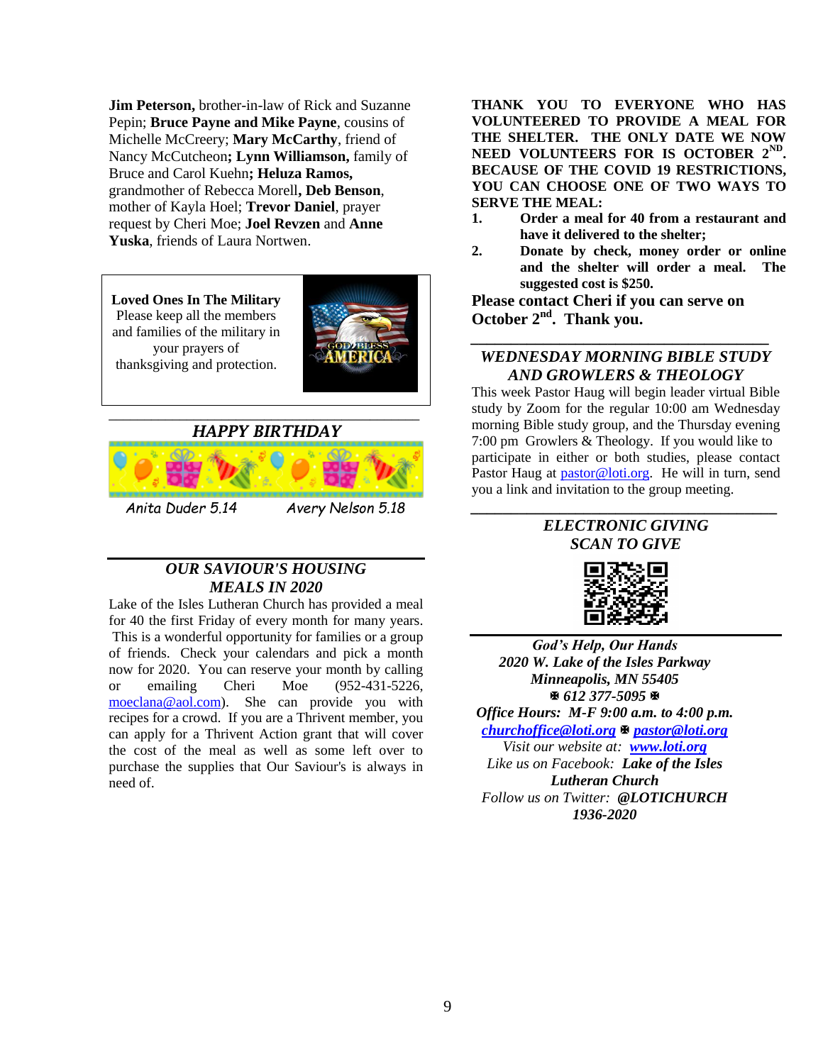**Jim Peterson,** brother-in-law of Rick and Suzanne Pepin; **Bruce Payne and Mike Payne**, cousins of Michelle McCreery; **Mary McCarthy**, friend of Nancy McCutcheon**; Lynn Williamson,** family of Bruce and Carol Kuehn**; Heluza Ramos,** grandmother of Rebecca Morell**, Deb Benson**, mother of Kayla Hoel; **Trevor Daniel**, prayer request by Cheri Moe; **Joel Revzen** and **Anne Yuska**, friends of Laura Nortwen.

**Loved Ones In The Military**
Please keep all the members and families of the military in your prayers of thanksgiving and protection.

## *HAPPY BIRTHDAY*

Anita Duder 5.14 — Avery Nelson 5.18

## *OUR SAVIOUR'S HOUSING MEALS IN 2020*

Lake of the Isles Lutheran Church has provided a meal for 40 the first Friday of every month for many years. This is a wonderful opportunity for families or a group of friends. Check your calendars and pick a month now for 2020. You can reserve your month by calling or emailing Cheri Moe (952-431-5226, moeclana@aol.com). She can provide you with recipes for a crowd. If you are a Thrivent member, you can apply for a Thrivent Action grant that will cover the cost of the meal as well as some left over to purchase the supplies that Our Saviour's is always in need of.

**THANK YOU TO EVERYONE WHO HAS VOLUNTEERED TO PROVIDE A MEAL FOR THE SHELTER. THE ONLY DATE WE NOW NEED VOLUNTEERS FOR IS OCTOBER 2ND. BECAUSE OF THE COVID 19 RESTRICTIONS, YOU CAN CHOOSE ONE OF TWO WAYS TO SERVE THE MEAL:**

1. **Order a meal for 40 from a restaurant and have it delivered to the shelter;**
2. **Donate by check, money order or online and the shelter will order a meal. The suggested cost is $250.**

**Please contact Cheri if you can serve on October 2nd. Thank you.**

## *WEDNESDAY MORNING BIBLE STUDY AND GROWLERS & THEOLOGY*

This week Pastor Haug will begin leader virtual Bible study by Zoom for the regular 10:00 am Wednesday morning Bible study group, and the Thursday evening 7:00 pm Growlers & Theology. If you would like to participate in either or both studies, please contact Pastor Haug at pastor@loti.org. He will in turn, send you a link and invitation to the group meeting.

## *ELECTRONIC GIVING SCAN TO GIVE*

*God's Help, Our Hands*
*2020 W. Lake of the Isles Parkway*
*Minneapolis, MN 55405*
*612 377-5095*
***Office Hours:** M-F 9:00 a.m. to 4:00 p.m.*
*churchoffice@loti.org* ✠ *pastor@loti.org*
*Visit our website at:* ***www.loti.org***
*Like us on Facebook:* ***Lake of the Isles Lutheran Church***
*Follow us on Twitter:* ***@LOTICHURCH***
***1936-2020***